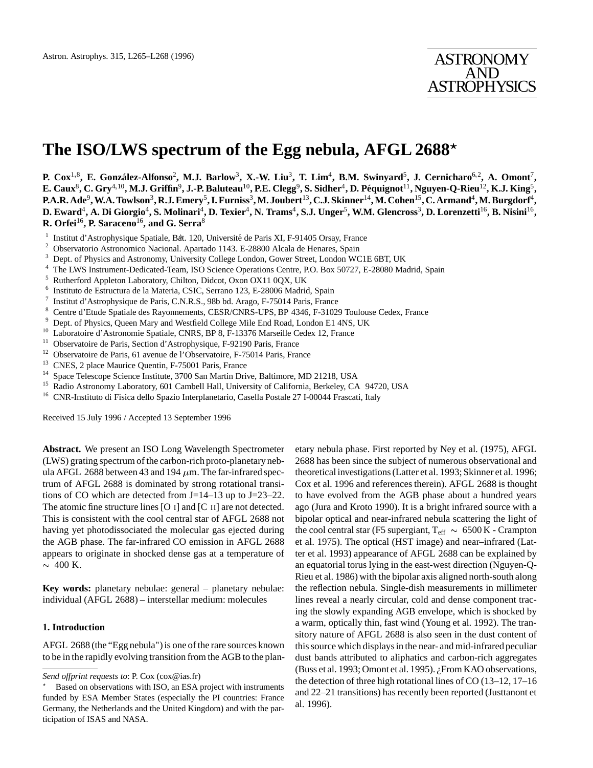# The ISO/LWS spectrum of the Egg nebula, AFGL 2688*

**P. Cox[1,8], E. González-Alfonso[2], M.J. Barlow[3], X.-W. Liu[3], T. Lim[4], B.M. Swinyard[5], J. Cernicharo[6,2], A. Omont[7], E. Caux[8], C. Gry[4,10], M.J. Griffin[9], J.-P. Baluteau[10], P.E. Clegg[9], S. Sidher[4], D. Péquignot[11], Nguyen-Q-Rieu[12], K.J. King[5], P.A.R. Ade[9], W.A. Towlson[3], R.J. Emery[5], I. Furniss[3], M. Joubert[13], C.J. Skinner[14], M. Cohen[15], C. Armand[4], M. Burgdorf[4], D. Eward[4], A. Di Giorgio[4], S. Molinari[4], D. Texier[4], N. Trams[4], S.J. Unger[5], W.M. Glencross[3], D. Lorenzetti[16], B. Nisini[16], R. Orfei[16], P. Saraceno[16], and G. Serra[8]**

[1] Institut d'Astrophysique Spatiale, Bât. 120, Université de Paris XI, F-91405 Orsay, France
[2] Observatorio Astronomico Nacional. Apartado 1143. E-28800 Alcala de Henares, Spain
[3] Dept. of Physics and Astronomy, University College London, Gower Street, London WC1E 6BT, UK
[4] The LWS Instrument-Dedicated-Team, ISO Science Operations Centre, P.O. Box 50727, E-28080 Madrid, Spain
[5] Rutherford Appleton Laboratory, Chilton, Didcot, Oxon OX11 0QX, UK
[6] Instituto de Estructura de la Materia, CSIC, Serrano 123, E-28006 Madrid, Spain
[7] Institut d'Astrophysique de Paris, C.N.R.S., 98b bd. Arago, F-75014 Paris, France
[8] Centre d'Etude Spatiale des Rayonnements, CESR/CNRS-UPS, BP 4346, F-31029 Toulouse Cedex, France
[9] Dept. of Physics, Queen Mary and Westfield College Mile End Road, London E1 4NS, UK
[10] Laboratoire d'Astronomie Spatiale, CNRS, BP 8, F-13376 Marseille Cedex 12, France
[11] Observatoire de Paris, Section d'Astrophysique, F-92190 Paris, France
[12] Observatoire de Paris, 61 avenue de l'Observatoire, F-75014 Paris, France
[13] CNES, 2 place Maurice Quentin, F-75001 Paris, France
[14] Space Telescope Science Institute, 3700 San Martin Drive, Baltimore, MD 21218, USA
[15] Radio Astronomy Laboratory, 601 Cambell Hall, University of California, Berkeley, CA 94720, USA
[16] CNR-Instituto di Fisica dello Spazio Interplanetario, Casella Postale 27 I-00044 Frascati, Italy

Received 15 July 1996 / Accepted 13 September 1996

**Abstract.** We present an ISO Long Wavelength Spectrometer (LWS) grating spectrum of the carbon-rich proto-planetary nebula AFGL 2688 between 43 and 194 $\mu$m. The far-infrared spectrum of AFGL 2688 is dominated by strong rotational transitions of CO which are detected from J=14–13 up to J=23–22. The atomic fine structure lines [O I] and [C II] are not detected. This is consistent with the cool central star of AFGL 2688 not having yet photodissociated the molecular gas ejected during the AGB phase. The far-infrared CO emission in AFGL 2688 appears to originate in shocked dense gas at a temperature of $\sim$ 400 K.

**Key words:** planetary nebulae: general – planetary nebulae: individual (AFGL 2688) – interstellar medium: molecules

## 1. Introduction

AFGL 2688 (the "Egg nebula") is one of the rare sources known to be in the rapidly evolving transition from the AGB to the planetary nebula phase. First reported by Ney et al. (1975), AFGL 2688 has been since the subject of numerous observational and theoretical investigations (Latter et al. 1993; Skinner et al. 1996; Cox et al. 1996 and references therein). AFGL 2688 is thought to have evolved from the AGB phase about a hundred years ago (Jura and Kroto 1990). It is a bright infrared source with a bipolar optical and near-infrared nebula scattering the light of the cool central star (F5 supergiant, $T_{\rm eff} \sim 6500$ K - Crampton et al. 1975). The optical (HST image) and near–infrared (Latter et al. 1993) appearance of AFGL 2688 can be explained by an equatorial torus lying in the east-west direction (Nguyen-Q-Rieu et al. 1986) with the bipolar axis aligned north-south along the reflection nebula. Single-dish measurements in millimeter lines reveal a nearly circular, cold and dense component tracing the slowly expanding AGB envelope, which is shocked by a warm, optically thin, fast wind (Young et al. 1992). The transitory nature of AFGL 2688 is also seen in the dust content of this source which displays in the near- and mid-infrared peculiar dust bands attributed to aliphatics and carbon-rich aggregates (Buss et al. 1993; Omont et al. 1995). ¿From KAO observations, the detection of three high rotational lines of CO (13–12, 17–16 and 22–21 transitions) has recently been reported (Justtanont et al. 1996).

---

*Send offprint requests to*: P. Cox (cox@ias.fr)

* Based on observations with ISO, an ESA project with instruments funded by ESA Member States (especially the PI countries: France Germany, the Netherlands and the United Kingdom) and with the participation of ISAS and NASA.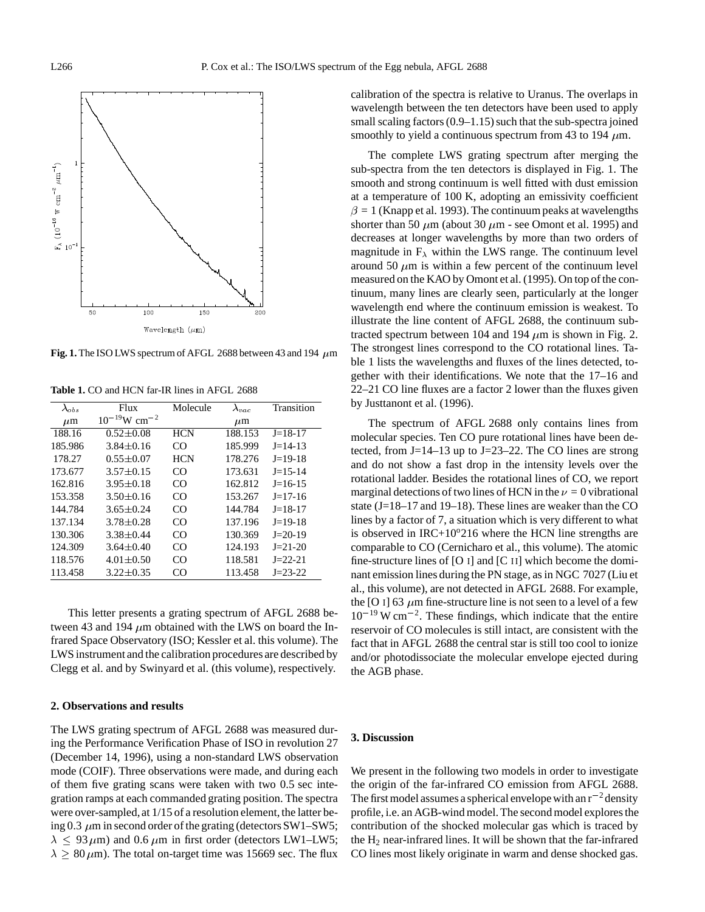**Fig. 1.** The ISO LWS spectrum of AFGL 2688 between 43 and 194 $\mu$m

**Table 1.** CO and HCN far-IR lines in AFGL 2688

| $\lambda_{obs}$ | Flux | Molecule | $\lambda_{vac}$ | Transition |
|---|---|---|---|---|
| $\mu$m | $10^{-19}$W cm$^{-2}$ | | $\mu$m | |
| 188.16 | 0.52±0.08 | HCN | 188.153 | J=18-17 |
| 185.986 | 3.84±0.16 | CO | 185.999 | J=14-13 |
| 178.27 | 0.55±0.07 | HCN | 178.276 | J=19-18 |
| 173.677 | 3.57±0.15 | CO | 173.631 | J=15-14 |
| 162.816 | 3.95±0.18 | CO | 162.812 | J=16-15 |
| 153.358 | 3.50±0.16 | CO | 153.267 | J=17-16 |
| 144.784 | 3.65±0.24 | CO | 144.784 | J=18-17 |
| 137.134 | 3.78±0.28 | CO | 137.196 | J=19-18 |
| 130.306 | 3.38±0.44 | CO | 130.369 | J=20-19 |
| 124.309 | 3.64±0.40 | CO | 124.193 | J=21-20 |
| 118.576 | 4.01±0.50 | CO | 118.581 | J=22-21 |
| 113.458 | 3.22±0.35 | CO | 113.458 | J=23-22 |

This letter presents a grating spectrum of AFGL 2688 between 43 and 194 $\mu$m obtained with the LWS on board the Infrared Space Observatory (ISO; Kessler et al. this volume). The LWS instrument and the calibration procedures are described by Clegg et al. and by Swinyard et al. (this volume), respectively.

## 2. Observations and results

The LWS grating spectrum of AFGL 2688 was measured during the Performance Verification Phase of ISO in revolution 27 (December 14, 1996), using a non-standard LWS observation mode (COIF). Three observations were made, and during each of them five grating scans were taken with two 0.5 sec integration ramps at each commanded grating position. The spectra were over-sampled, at 1/15 of a resolution element, the latter being 0.3 $\mu$m in second order of the grating (detectors SW1–SW5; $\lambda \leq 93\,\mu$m) and 0.6 $\mu$m in first order (detectors LW1–LW5; $\lambda \geq 80\,\mu$m). The total on-target time was 15669 sec. The flux calibration of the spectra is relative to Uranus. The overlaps in wavelength between the ten detectors have been used to apply small scaling factors (0.9–1.15) such that the sub-spectra joined smoothly to yield a continuous spectrum from 43 to 194 $\mu$m.

The complete LWS grating spectrum after merging the sub-spectra from the ten detectors is displayed in Fig. 1. The smooth and strong continuum is well fitted with dust emission at a temperature of 100 K, adopting an emissivity coefficient $\beta$ = 1 (Knapp et al. 1993). The continuum peaks at wavelengths shorter than 50 $\mu$m (about 30 $\mu$m - see Omont et al. 1995) and decreases at longer wavelengths by more than two orders of magnitude in $F_\lambda$ within the LWS range. The continuum level around 50 $\mu$m is within a few percent of the continuum level measured on the KAO by Omont et al. (1995). On top of the continuum, many lines are clearly seen, particularly at the longer wavelength end where the continuum emission is weakest. To illustrate the line content of AFGL 2688, the continuum subtracted spectrum between 104 and 194 $\mu$m is shown in Fig. 2. The strongest lines correspond to the CO rotational lines. Table 1 lists the wavelengths and fluxes of the lines detected, together with their identifications. We note that the 17–16 and 22–21 CO line fluxes are a factor 2 lower than the fluxes given by Justtanont et al. (1996).

The spectrum of AFGL 2688 only contains lines from molecular species. Ten CO pure rotational lines have been detected, from J=14–13 up to J=23–22. The CO lines are strong and do not show a fast drop in the intensity levels over the rotational ladder. Besides the rotational lines of CO, we report marginal detections of two lines of HCN in the $\nu$ = 0 vibrational state (J=18–17 and 19–18). These lines are weaker than the CO lines by a factor of 7, a situation which is very different to what is observed in IRC+10$^{o}$216 where the HCN line strengths are comparable to CO (Cernicharo et al., this volume). The atomic fine-structure lines of [O I] and [C II] which become the dominant emission lines during the PN stage, as in NGC 7027 (Liu et al., this volume), are not detected in AFGL 2688. For example, the [O I] 63 $\mu$m fine-structure line is not seen to a level of a few $10^{-19}$ W cm$^{-2}$. These findings, which indicate that the entire reservoir of CO molecules is still intact, are consistent with the fact that in AFGL 2688 the central star is still too cool to ionize and/or photodissociate the molecular envelope ejected during the AGB phase.

## 3. Discussion

We present in the following two models in order to investigate the origin of the far-infrared CO emission from AFGL 2688. The first model assumes a spherical envelope with an r$^{-2}$ density profile, i.e. an AGB-wind model. The second model explores the contribution of the shocked molecular gas which is traced by the $H_2$ near-infrared lines. It will be shown that the far-infrared CO lines most likely originate in warm and dense shocked gas.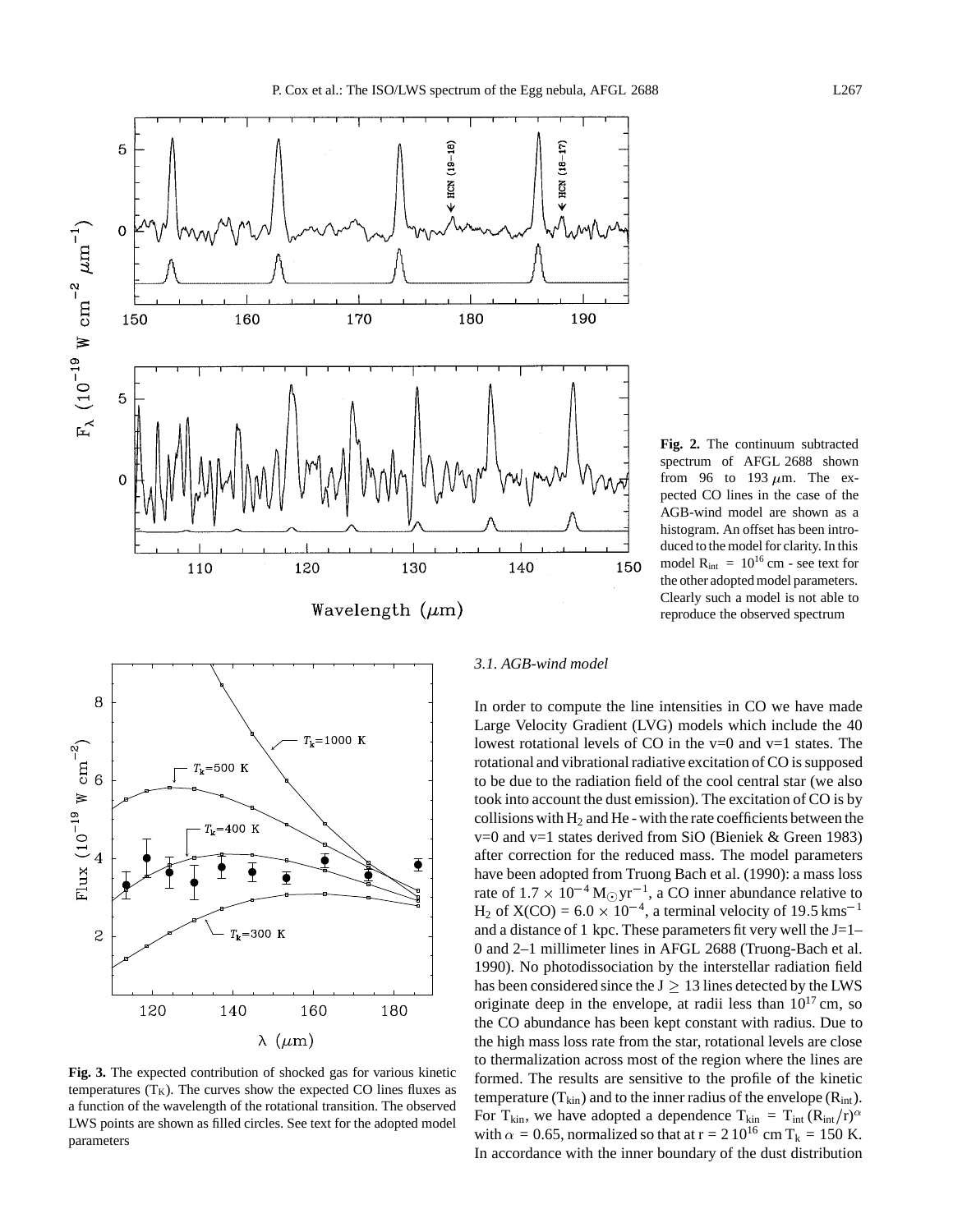**Fig. 2.** The continuum subtracted spectrum of AFGL 2688 shown from 96 to 193 $\mu$m. The expected CO lines in the case of the AGB-wind model are shown as a histogram. An offset has been introduced to the model for clarity. In this model $R_{int}$ = $10^{16}$ cm - see text for the other adopted model parameters. Clearly such a model is not able to reproduce the observed spectrum

**Fig. 3.** The expected contribution of shocked gas for various kinetic temperatures ($T_K$). The curves show the expected CO lines fluxes as a function of the wavelength of the rotational transition. The observed LWS points are shown as filled circles. See text for the adopted model parameters

### *3.1. AGB-wind model*

In order to compute the line intensities in CO we have made Large Velocity Gradient (LVG) models which include the 40 lowest rotational levels of CO in the v=0 and v=1 states. The rotational and vibrational radiative excitation of CO is supposed to be due to the radiation field of the cool central star (we also took into account the dust emission). The excitation of CO is by collisions with $H_2$ and He - with the rate coefficients between the v=0 and v=1 states derived from SiO (Bieniek & Green 1983) after correction for the reduced mass. The model parameters have been adopted from Truong Bach et al. (1990): a mass loss rate of $1.7 \times 10^{-4}$ $M_\odot$ yr$^{-1}$, a CO inner abundance relative to $H_2$ of X(CO) = $6.0 \times 10^{-4}$, a terminal velocity of 19.5 kms$^{-1}$ and a distance of 1 kpc. These parameters fit very well the J=1–0 and 2–1 millimeter lines in AFGL 2688 (Truong-Bach et al. 1990). No photodissociation by the interstellar radiation field has been considered since the J $\geq$ 13 lines detected by the LWS originate deep in the envelope, at radii less than $10^{17}$ cm, so the CO abundance has been kept constant with radius. Due to the high mass loss rate from the star, rotational levels are close to thermalization across most of the region where the lines are formed. The results are sensitive to the profile of the kinetic temperature ($T_{kin}$) and to the inner radius of the envelope ($R_{int}$). For $T_{kin}$, we have adopted a dependence $T_{kin}$ = $T_{int}$ $(R_{int}/r)^\alpha$ with $\alpha$ = 0.65, normalized so that at r = 2 $10^{16}$ cm $T_k$ = 150 K. In accordance with the inner boundary of the dust distribution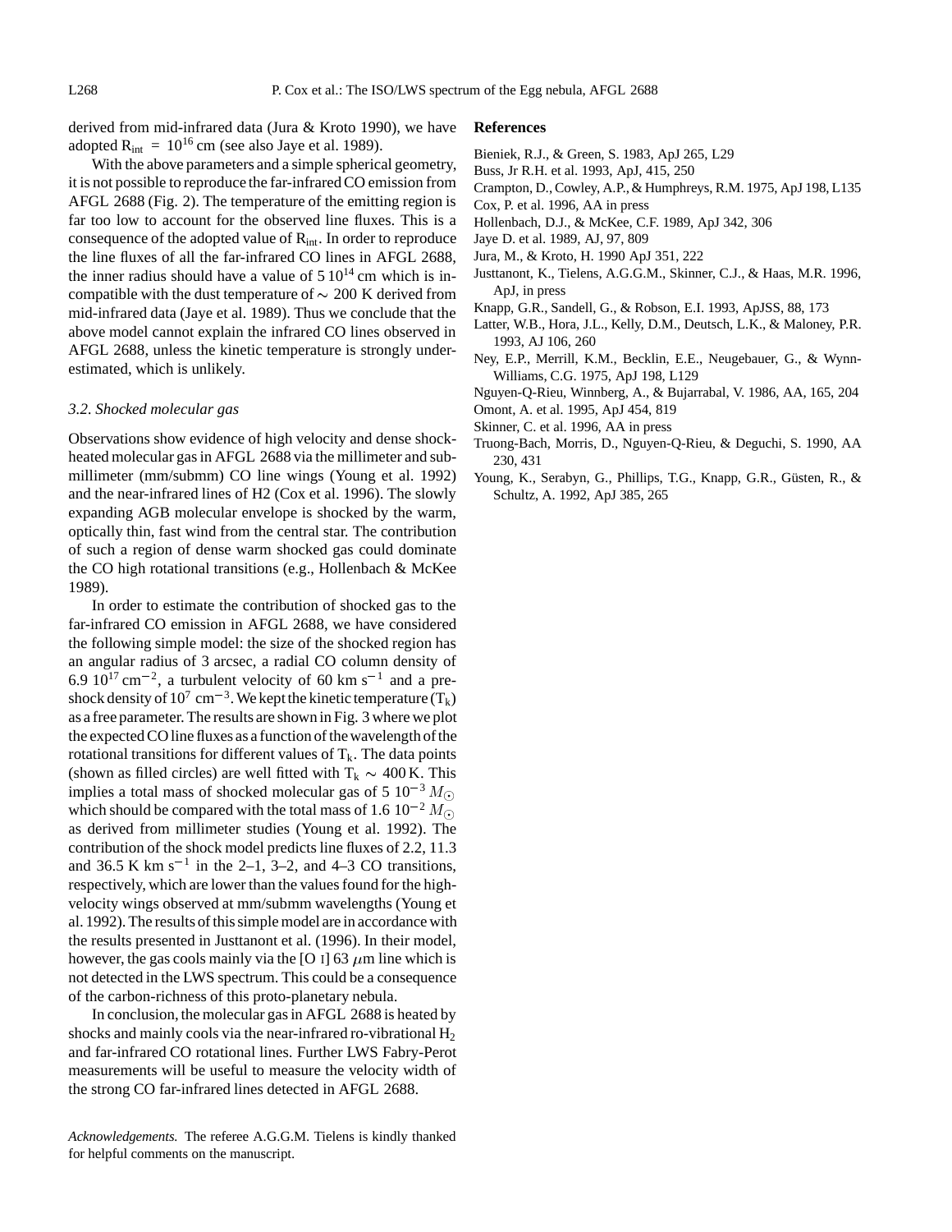derived from mid-infrared data (Jura & Kroto 1990), we have adopted $R_{int} = 10^{16}$ cm (see also Jaye et al. 1989).

With the above parameters and a simple spherical geometry, it is not possible to reproduce the far-infrared CO emission from AFGL 2688 (Fig. 2). The temperature of the emitting region is far too low to account for the observed line fluxes. This is a consequence of the adopted value of $R_{int}$. In order to reproduce the line fluxes of all the far-infrared CO lines in AFGL 2688, the inner radius should have a value of $5\,10^{14}$ cm which is incompatible with the dust temperature of $\sim$ 200 K derived from mid-infrared data (Jaye et al. 1989). Thus we conclude that the above model cannot explain the infrared CO lines observed in AFGL 2688, unless the kinetic temperature is strongly underestimated, which is unlikely.

### *3.2. Shocked molecular gas*

Observations show evidence of high velocity and dense shock-heated molecular gas in AFGL 2688 via the millimeter and submillimeter (mm/submm) CO line wings (Young et al. 1992) and the near-infrared lines of H2 (Cox et al. 1996). The slowly expanding AGB molecular envelope is shocked by the warm, optically thin, fast wind from the central star. The contribution of such a region of dense warm shocked gas could dominate the CO high rotational transitions (e.g., Hollenbach & McKee 1989).

In order to estimate the contribution of shocked gas to the far-infrared CO emission in AFGL 2688, we have considered the following simple model: the size of the shocked region has an angular radius of 3 arcsec, a radial CO column density of $6.9\ 10^{17}\ \mathrm{cm}^{-2}$, a turbulent velocity of 60 km s$^{-1}$ and a pre-shock density of $10^7\ \mathrm{cm}^{-3}$. We kept the kinetic temperature ($T_k$) as a free parameter. The results are shown in Fig. 3 where we plot the expected CO line fluxes as a function of the wavelength of the rotational transitions for different values of $T_k$. The data points (shown as filled circles) are well fitted with $T_k \sim 400$ K. This implies a total mass of shocked molecular gas of $5\ 10^{-3}\ M_\odot$ which should be compared with the total mass of $1.6\ 10^{-2}\ M_\odot$ as derived from millimeter studies (Young et al. 1992). The contribution of the shock model predicts line fluxes of 2.2, 11.3 and 36.5 K km s$^{-1}$ in the 2–1, 3–2, and 4–3 CO transitions, respectively, which are lower than the values found for the high-velocity wings observed at mm/submm wavelengths (Young et al. 1992). The results of this simple model are in accordance with the results presented in Justtanont et al. (1996). In their model, however, the gas cools mainly via the [O I] 63 $\mu$m line which is not detected in the LWS spectrum. This could be a consequence of the carbon-richness of this proto-planetary nebula.

In conclusion, the molecular gas in AFGL 2688 is heated by shocks and mainly cools via the near-infrared ro-vibrational $H_2$ and far-infrared CO rotational lines. Further LWS Fabry-Perot measurements will be useful to measure the velocity width of the strong CO far-infrared lines detected in AFGL 2688.

*Acknowledgements.* The referee A.G.G.M. Tielens is kindly thanked for helpful comments on the manuscript.

## References

Bieniek, R.J., & Green, S. 1983, ApJ 265, L29
Buss, Jr R.H. et al. 1993, ApJ, 415, 250
Crampton, D., Cowley, A.P., & Humphreys, R.M. 1975, ApJ 198, L135
Cox, P. et al. 1996, AA in press
Hollenbach, D.J., & McKee, C.F. 1989, ApJ 342, 306
Jaye D. et al. 1989, AJ, 97, 809
Jura, M., & Kroto, H. 1990 ApJ 351, 222
Justtanont, K., Tielens, A.G.G.M., Skinner, C.J., & Haas, M.R. 1996, ApJ, in press
Knapp, G.R., Sandell, G., & Robson, E.I. 1993, ApJSS, 88, 173
Latter, W.B., Hora, J.L., Kelly, D.M., Deutsch, L.K., & Maloney, P.R. 1993, AJ 106, 260
Ney, E.P., Merrill, K.M., Becklin, E.E., Neugebauer, G., & Wynn-Williams, C.G. 1975, ApJ 198, L129
Nguyen-Q-Rieu, Winnberg, A., & Bujarrabal, V. 1986, AA, 165, 204
Omont, A. et al. 1995, ApJ 454, 819
Skinner, C. et al. 1996, AA in press
Truong-Bach, Morris, D., Nguyen-Q-Rieu, & Deguchi, S. 1990, AA 230, 431
Young, K., Serabyn, G., Phillips, T.G., Knapp, G.R., Güsten, R., & Schultz, A. 1992, ApJ 385, 265